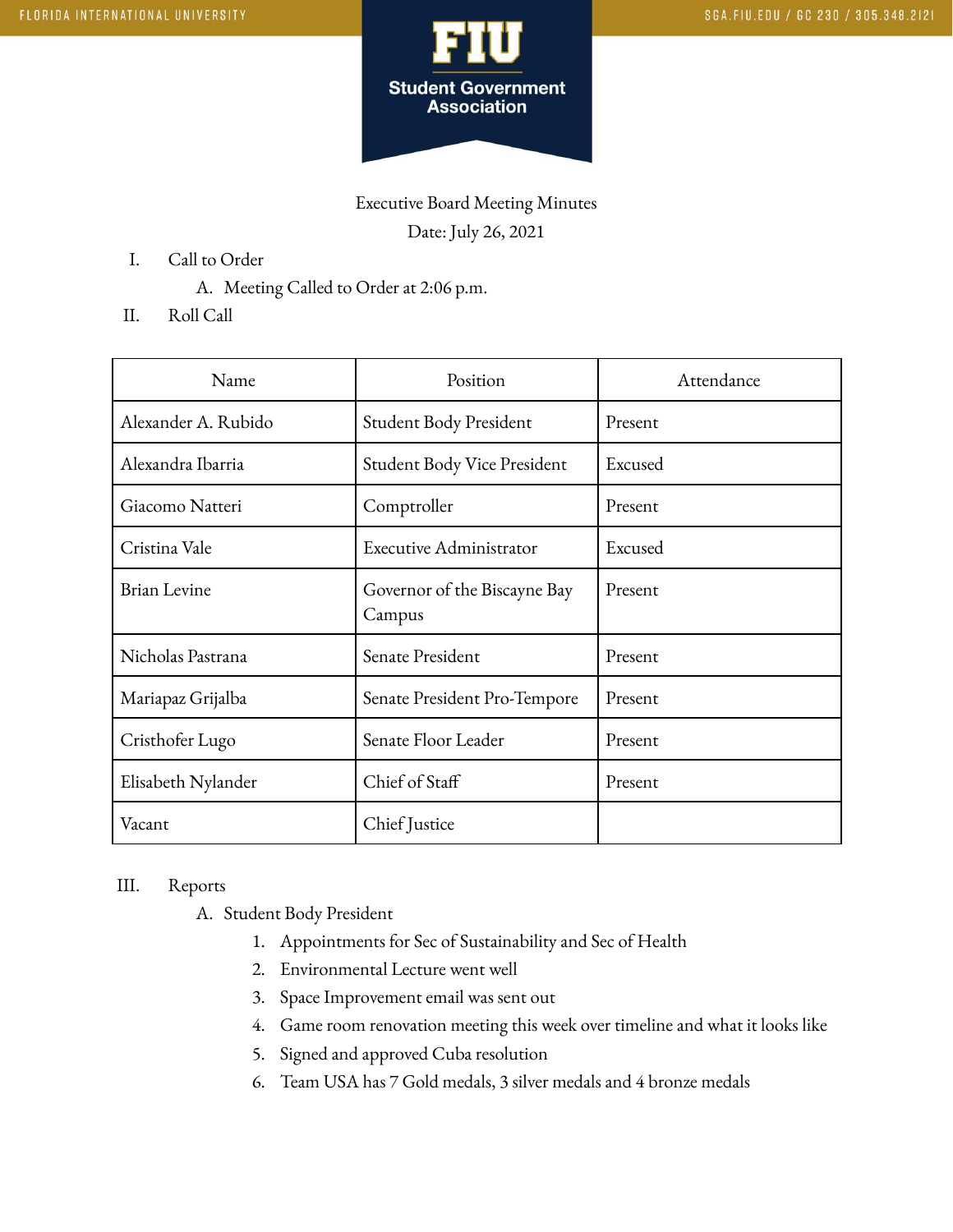Student Government Association

# Executive Board Meeting Minutes

Date: July 26, 2021

I. Call to Order
   A. Meeting Called to Order at 2:06 p.m.

II. Roll Call

| Name | Position | Attendance |
|---|---|---|
| Alexander A. Rubido | Student Body President | Present |
| Alexandra Ibarria | Student Body Vice President | Excused |
| Giacomo Natteri | Comptroller | Present |
| Cristina Vale | Executive Administrator | Excused |
| Brian Levine | Governor of the Biscayne Bay Campus | Present |
| Nicholas Pastrana | Senate President | Present |
| Mariapaz Grijalba | Senate President Pro-Tempore | Present |
| Cristhofer Lugo | Senate Floor Leader | Present |
| Elisabeth Nylander | Chief of Staff | Present |
| Vacant | Chief Justice | |

III. Reports
   A. Student Body President
      1. Appointments for Sec of Sustainability and Sec of Health
      2. Environmental Lecture went well
      3. Space Improvement email was sent out
      4. Game room renovation meeting this week over timeline and what it looks like
      5. Signed and approved Cuba resolution
      6. Team USA has 7 Gold medals, 3 silver medals and 4 bronze medals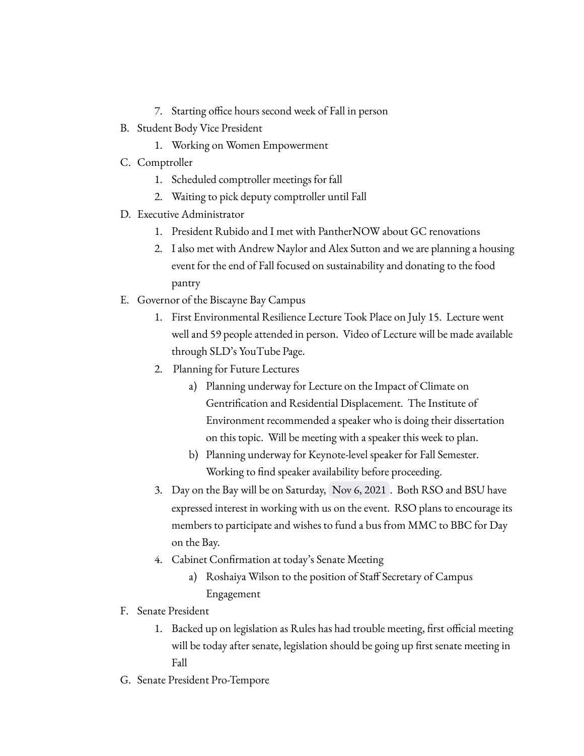7. Starting office hours second week of Fall in person

B. Student Body Vice President
   1. Working on Women Empowerment

C. Comptroller
   1. Scheduled comptroller meetings for fall
   2. Waiting to pick deputy comptroller until Fall

D. Executive Administrator
   1. President Rubido and I met with PantherNOW about GC renovations
   2. I also met with Andrew Naylor and Alex Sutton and we are planning a housing event for the end of Fall focused on sustainability and donating to the food pantry

E. Governor of the Biscayne Bay Campus
   1. First Environmental Resilience Lecture Took Place on July 15. Lecture went well and 59 people attended in person. Video of Lecture will be made available through SLD's YouTube Page.
   2. Planning for Future Lectures
      a) Planning underway for Lecture on the Impact of Climate on Gentrification and Residential Displacement. The Institute of Environment recommended a speaker who is doing their dissertation on this topic. Will be meeting with a speaker this week to plan.
      b) Planning underway for Keynote-level speaker for Fall Semester. Working to find speaker availability before proceeding.
   3. Day on the Bay will be on Saturday, Nov 6, 2021. Both RSO and BSU have expressed interest in working with us on the event. RSO plans to encourage its members to participate and wishes to fund a bus from MMC to BBC for Day on the Bay.
   4. Cabinet Confirmation at today's Senate Meeting
      a) Roshaiya Wilson to the position of Staff Secretary of Campus Engagement

F. Senate President
   1. Backed up on legislation as Rules has had trouble meeting, first official meeting will be today after senate, legislation should be going up first senate meeting in Fall

G. Senate President Pro-Tempore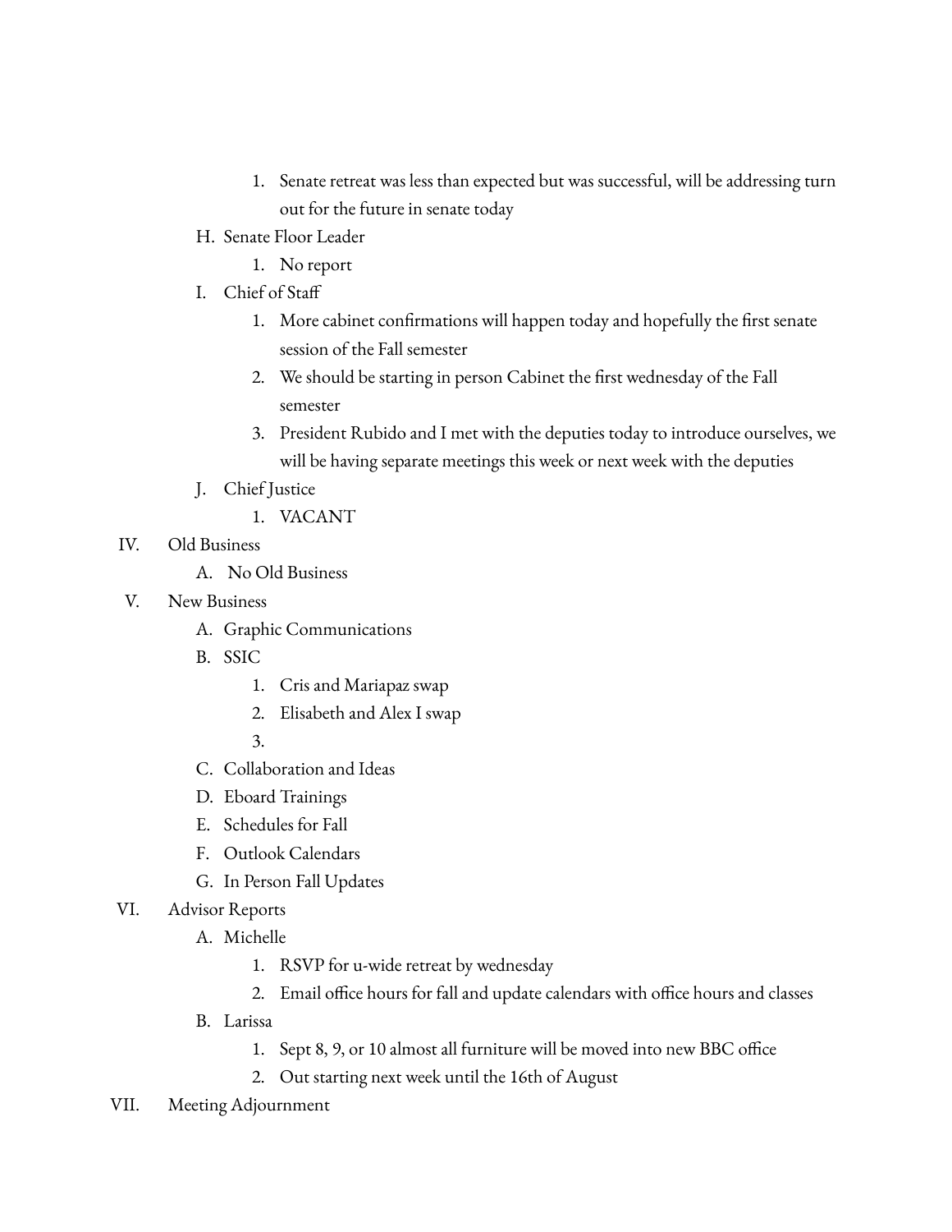1. Senate retreat was less than expected but was successful, will be addressing turn out for the future in senate today

H. Senate Floor Leader
   1. No report

I. Chief of Staff
   1. More cabinet confirmations will happen today and hopefully the first senate session of the Fall semester
   2. We should be starting in person Cabinet the first wednesday of the Fall semester
   3. President Rubido and I met with the deputies today to introduce ourselves, we will be having separate meetings this week or next week with the deputies

J. Chief Justice
   1. VACANT

IV. Old Business
   A. No Old Business

V. New Business
   A. Graphic Communications
   B. SSIC
      1. Cris and Mariapaz swap
      2. Elisabeth and Alex I swap
      3.
   C. Collaboration and Ideas
   D. Eboard Trainings
   E. Schedules for Fall
   F. Outlook Calendars
   G. In Person Fall Updates

VI. Advisor Reports
   A. Michelle
      1. RSVP for u-wide retreat by wednesday
      2. Email office hours for fall and update calendars with office hours and classes
   B. Larissa
      1. Sept 8, 9, or 10 almost all furniture will be moved into new BBC office
      2. Out starting next week until the 16th of August

VII. Meeting Adjournment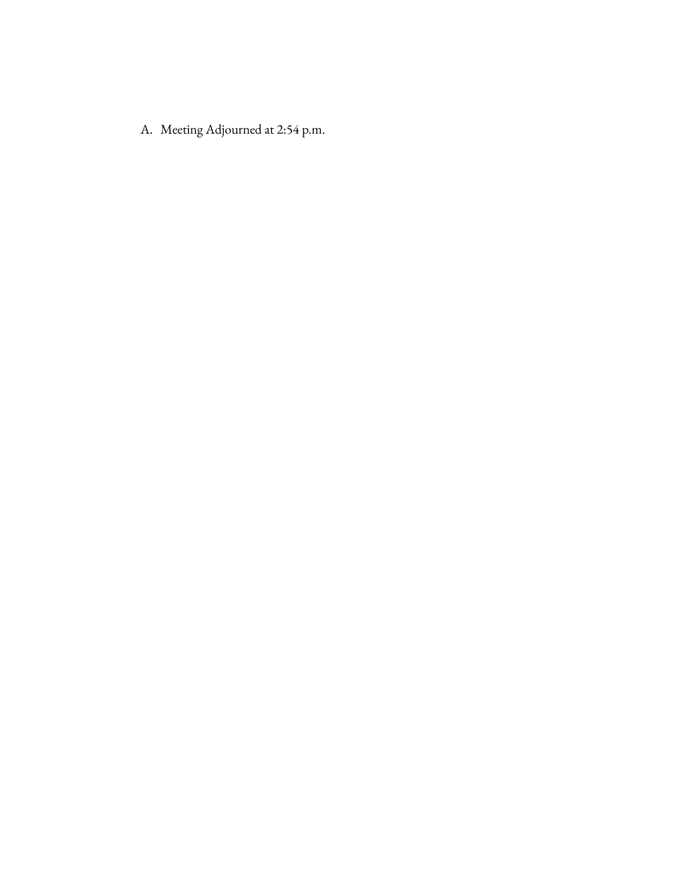A. Meeting Adjourned at 2:54 p.m.